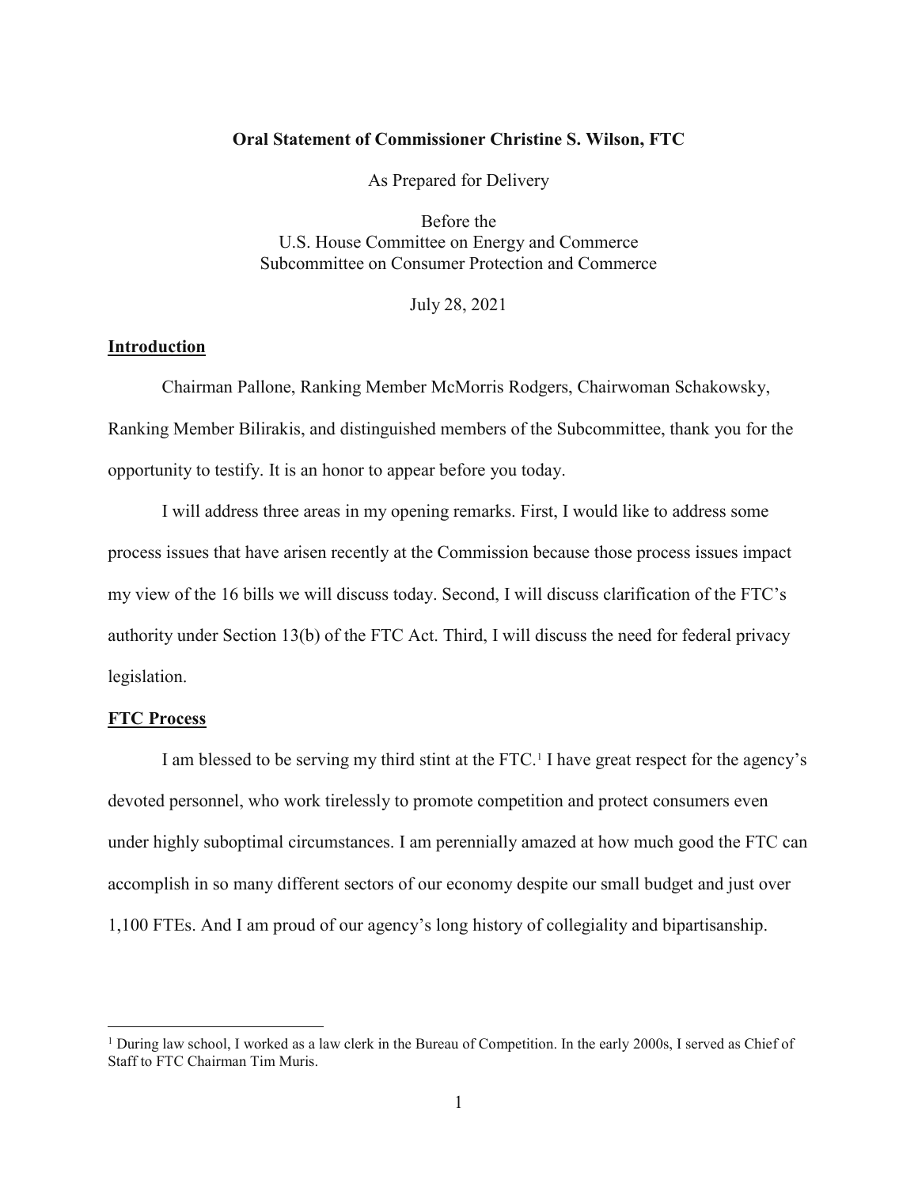**Oral Statement of Commissioner Christine S. Wilson, FTC**

As Prepared for Delivery

Before the
U.S. House Committee on Energy and Commerce
Subcommittee on Consumer Protection and Commerce

July 28, 2021

## Introduction

Chairman Pallone, Ranking Member McMorris Rodgers, Chairwoman Schakowsky, Ranking Member Bilirakis, and distinguished members of the Subcommittee, thank you for the opportunity to testify. It is an honor to appear before you today.

I will address three areas in my opening remarks. First, I would like to address some process issues that have arisen recently at the Commission because those process issues impact my view of the 16 bills we will discuss today. Second, I will discuss clarification of the FTC's authority under Section 13(b) of the FTC Act. Third, I will discuss the need for federal privacy legislation.

## FTC Process

I am blessed to be serving my third stint at the FTC.[1] I have great respect for the agency's devoted personnel, who work tirelessly to promote competition and protect consumers even under highly suboptimal circumstances. I am perennially amazed at how much good the FTC can accomplish in so many different sectors of our economy despite our small budget and just over 1,100 FTEs. And I am proud of our agency's long history of collegiality and bipartisanship.

---

[1] During law school, I worked as a law clerk in the Bureau of Competition. In the early 2000s, I served as Chief of Staff to FTC Chairman Tim Muris.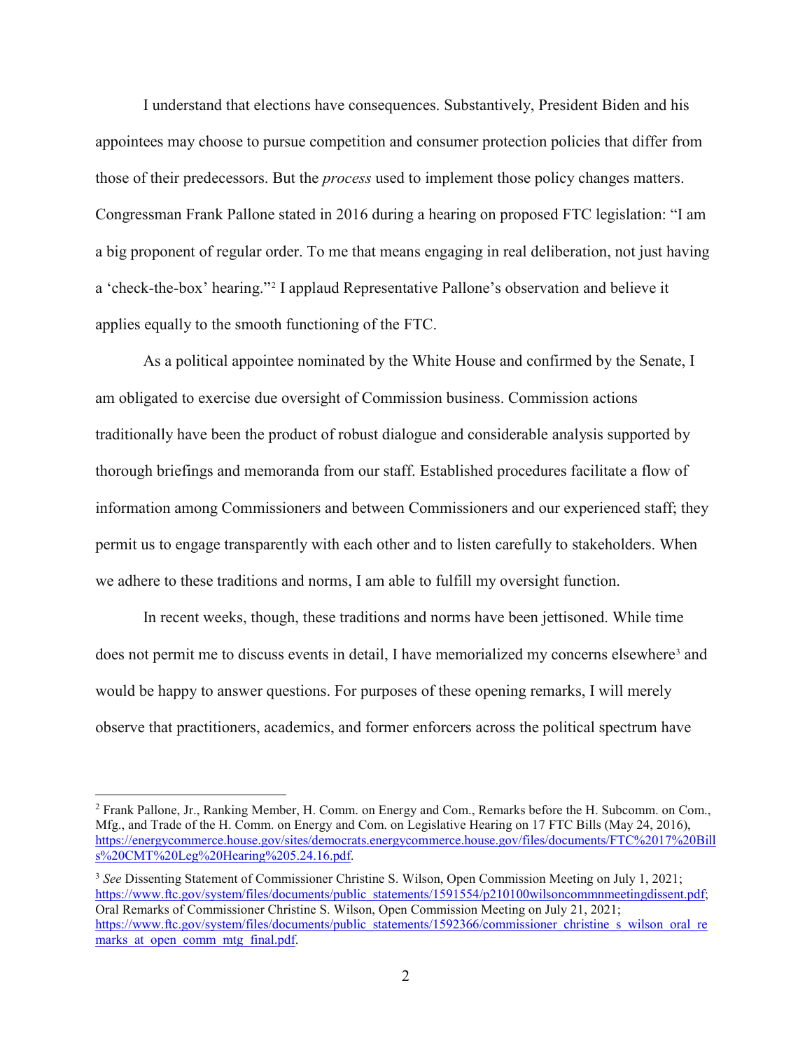I understand that elections have consequences. Substantively, President Biden and his appointees may choose to pursue competition and consumer protection policies that differ from those of their predecessors. But the *process* used to implement those policy changes matters. Congressman Frank Pallone stated in 2016 during a hearing on proposed FTC legislation: "I am a big proponent of regular order. To me that means engaging in real deliberation, not just having a 'check-the-box' hearing."[2] I applaud Representative Pallone's observation and believe it applies equally to the smooth functioning of the FTC.

As a political appointee nominated by the White House and confirmed by the Senate, I am obligated to exercise due oversight of Commission business. Commission actions traditionally have been the product of robust dialogue and considerable analysis supported by thorough briefings and memoranda from our staff. Established procedures facilitate a flow of information among Commissioners and between Commissioners and our experienced staff; they permit us to engage transparently with each other and to listen carefully to stakeholders. When we adhere to these traditions and norms, I am able to fulfill my oversight function.

In recent weeks, though, these traditions and norms have been jettisoned. While time does not permit me to discuss events in detail, I have memorialized my concerns elsewhere[3] and would be happy to answer questions. For purposes of these opening remarks, I will merely observe that practitioners, academics, and former enforcers across the political spectrum have

---

[2] Frank Pallone, Jr., Ranking Member, H. Comm. on Energy and Com., Remarks before the H. Subcomm. on Com., Mfg., and Trade of the H. Comm. on Energy and Com. on Legislative Hearing on 17 FTC Bills (May 24, 2016), https://energycommerce.house.gov/sites/democrats.energycommerce.house.gov/files/documents/FTC%2017%20Bills%20CMT%20Leg%20Hearing%205.24.16.pdf.

[3] *See* Dissenting Statement of Commissioner Christine S. Wilson, Open Commission Meeting on July 1, 2021; https://www.ftc.gov/system/files/documents/public_statements/1591554/p210100wilsoncommnmeetingdissent.pdf; Oral Remarks of Commissioner Christine S. Wilson, Open Commission Meeting on July 21, 2021; https://www.ftc.gov/system/files/documents/public_statements/1592366/commissioner_christine_s_wilson_oral_remarks_at_open_comm_mtg_final.pdf.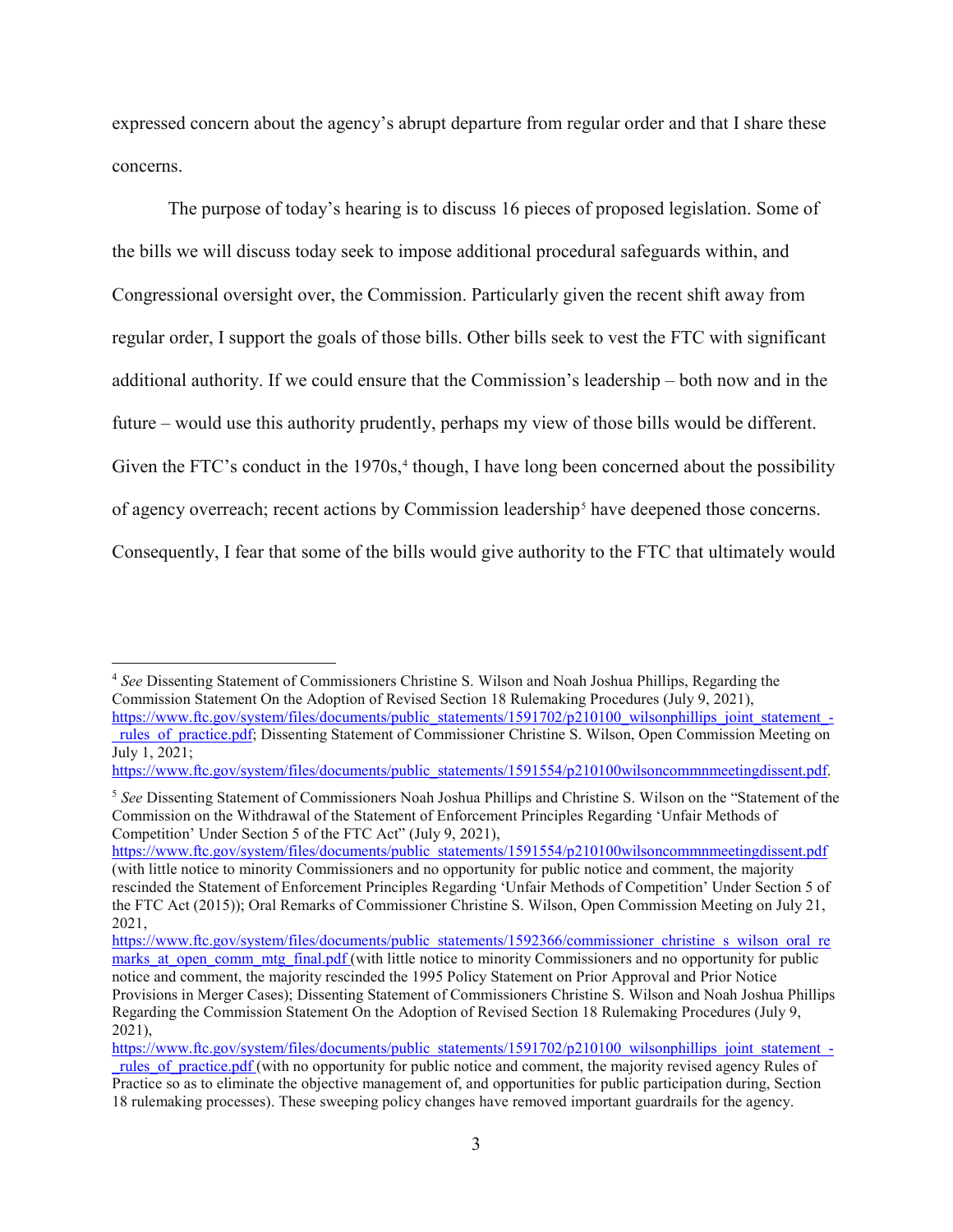expressed concern about the agency's abrupt departure from regular order and that I share these concerns.

The purpose of today's hearing is to discuss 16 pieces of proposed legislation. Some of the bills we will discuss today seek to impose additional procedural safeguards within, and Congressional oversight over, the Commission. Particularly given the recent shift away from regular order, I support the goals of those bills. Other bills seek to vest the FTC with significant additional authority. If we could ensure that the Commission's leadership – both now and in the future – would use this authority prudently, perhaps my view of those bills would be different. Given the FTC's conduct in the 1970s,[4] though, I have long been concerned about the possibility of agency overreach; recent actions by Commission leadership[5] have deepened those concerns. Consequently, I fear that some of the bills would give authority to the FTC that ultimately would

---

[4] *See* Dissenting Statement of Commissioners Christine S. Wilson and Noah Joshua Phillips, Regarding the Commission Statement On the Adoption of Revised Section 18 Rulemaking Procedures (July 9, 2021), https://www.ftc.gov/system/files/documents/public_statements/1591702/p210100_wilsonphillips_joint_statement_-_rules_of_practice.pdf; Dissenting Statement of Commissioner Christine S. Wilson, Open Commission Meeting on July 1, 2021; https://www.ftc.gov/system/files/documents/public_statements/1591554/p210100wilsoncommnmeetingdissent.pdf.

[5] *See* Dissenting Statement of Commissioners Noah Joshua Phillips and Christine S. Wilson on the "Statement of the Commission on the Withdrawal of the Statement of Enforcement Principles Regarding 'Unfair Methods of Competition' Under Section 5 of the FTC Act" (July 9, 2021), https://www.ftc.gov/system/files/documents/public_statements/1591554/p210100wilsoncommnmeetingdissent.pdf (with little notice to minority Commissioners and no opportunity for public notice and comment, the majority rescinded the Statement of Enforcement Principles Regarding 'Unfair Methods of Competition' Under Section 5 of the FTC Act (2015)); Oral Remarks of Commissioner Christine S. Wilson, Open Commission Meeting on July 21, 2021, https://www.ftc.gov/system/files/documents/public_statements/1592366/commissioner_christine_s_wilson_oral_remarks_at_open_comm_mtg_final.pdf (with little notice to minority Commissioners and no opportunity for public notice and comment, the majority rescinded the 1995 Policy Statement on Prior Approval and Prior Notice Provisions in Merger Cases); Dissenting Statement of Commissioners Christine S. Wilson and Noah Joshua Phillips Regarding the Commission Statement On the Adoption of Revised Section 18 Rulemaking Procedures (July 9, 2021), https://www.ftc.gov/system/files/documents/public_statements/1591702/p210100_wilsonphillips_joint_statement_-_rules_of_practice.pdf (with no opportunity for public notice and comment, the majority revised agency Rules of Practice so as to eliminate the objective management of, and opportunities for public participation during, Section 18 rulemaking processes). These sweeping policy changes have removed important guardrails for the agency.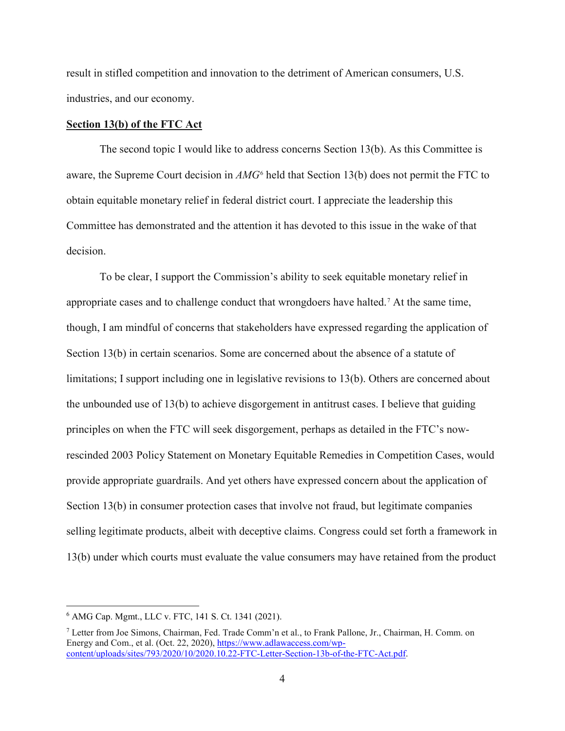result in stifled competition and innovation to the detriment of American consumers, U.S. industries, and our economy.

**Section 13(b) of the FTC Act**

The second topic I would like to address concerns Section 13(b). As this Committee is aware, the Supreme Court decision in *AMG*[6] held that Section 13(b) does not permit the FTC to obtain equitable monetary relief in federal district court. I appreciate the leadership this Committee has demonstrated and the attention it has devoted to this issue in the wake of that decision.

To be clear, I support the Commission's ability to seek equitable monetary relief in appropriate cases and to challenge conduct that wrongdoers have halted.[7] At the same time, though, I am mindful of concerns that stakeholders have expressed regarding the application of Section 13(b) in certain scenarios. Some are concerned about the absence of a statute of limitations; I support including one in legislative revisions to 13(b). Others are concerned about the unbounded use of 13(b) to achieve disgorgement in antitrust cases. I believe that guiding principles on when the FTC will seek disgorgement, perhaps as detailed in the FTC's now-rescinded 2003 Policy Statement on Monetary Equitable Remedies in Competition Cases, would provide appropriate guardrails. And yet others have expressed concern about the application of Section 13(b) in consumer protection cases that involve not fraud, but legitimate companies selling legitimate products, albeit with deceptive claims. Congress could set forth a framework in 13(b) under which courts must evaluate the value consumers may have retained from the product

---

[6] AMG Cap. Mgmt., LLC v. FTC, 141 S. Ct. 1341 (2021).

[7] Letter from Joe Simons, Chairman, Fed. Trade Comm'n et al., to Frank Pallone, Jr., Chairman, H. Comm. on Energy and Com., et al. (Oct. 22, 2020), https://www.adlawaccess.com/wp-content/uploads/sites/793/2020/10/2020.10.22-FTC-Letter-Section-13b-of-the-FTC-Act.pdf.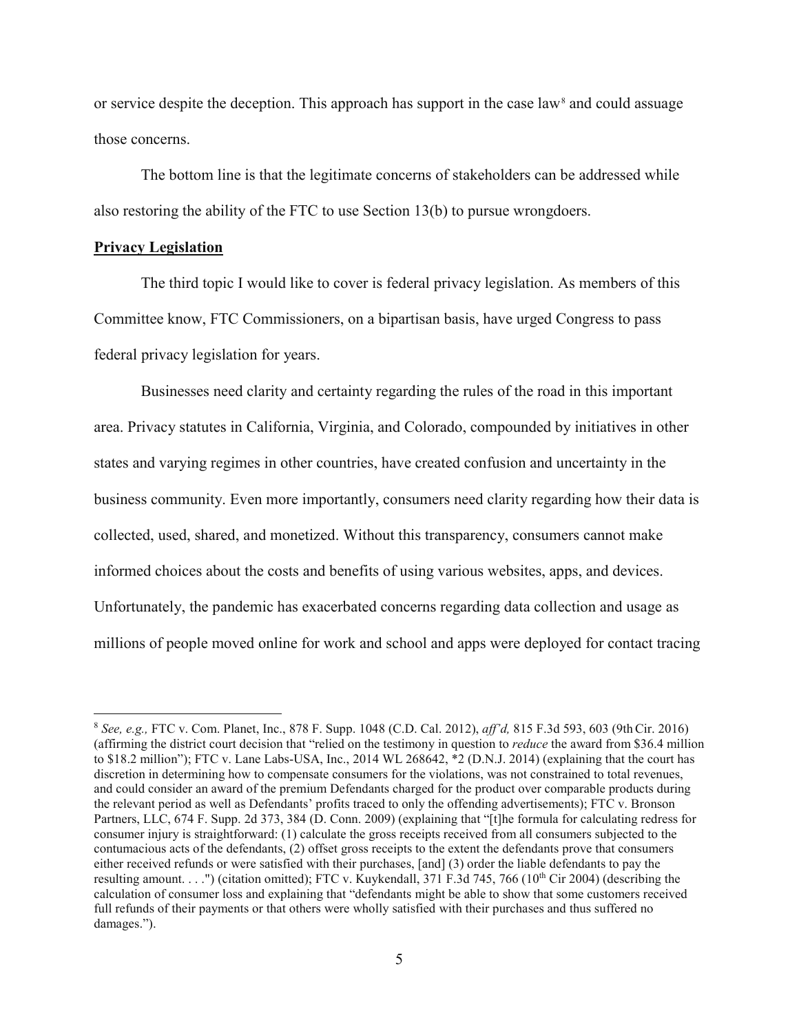or service despite the deception. This approach has support in the case law[8] and could assuage those concerns.

The bottom line is that the legitimate concerns of stakeholders can be addressed while also restoring the ability of the FTC to use Section 13(b) to pursue wrongdoers.

**Privacy Legislation**

The third topic I would like to cover is federal privacy legislation. As members of this Committee know, FTC Commissioners, on a bipartisan basis, have urged Congress to pass federal privacy legislation for years.

Businesses need clarity and certainty regarding the rules of the road in this important area. Privacy statutes in California, Virginia, and Colorado, compounded by initiatives in other states and varying regimes in other countries, have created confusion and uncertainty in the business community. Even more importantly, consumers need clarity regarding how their data is collected, used, shared, and monetized. Without this transparency, consumers cannot make informed choices about the costs and benefits of using various websites, apps, and devices. Unfortunately, the pandemic has exacerbated concerns regarding data collection and usage as millions of people moved online for work and school and apps were deployed for contact tracing

---

[8] *See, e.g.,* FTC v. Com. Planet, Inc., 878 F. Supp. 1048 (C.D. Cal. 2012), *aff'd,* 815 F.3d 593, 603 (9th Cir. 2016) (affirming the district court decision that "relied on the testimony in question to *reduce* the award from $36.4 million to $18.2 million"); FTC v. Lane Labs-USA, Inc., 2014 WL 268642, *2 (D.N.J. 2014) (explaining that the court has discretion in determining how to compensate consumers for the violations, was not constrained to total revenues, and could consider an award of the premium Defendants charged for the product over comparable products during the relevant period as well as Defendants' profits traced to only the offending advertisements); FTC v. Bronson Partners, LLC, 674 F. Supp. 2d 373, 384 (D. Conn. 2009) (explaining that "[t]he formula for calculating redress for consumer injury is straightforward: (1) calculate the gross receipts received from all consumers subjected to the contumacious acts of the defendants, (2) offset gross receipts to the extent the defendants prove that consumers either received refunds or were satisfied with their purchases, [and] (3) order the liable defendants to pay the resulting amount. . . .") (citation omitted); FTC v. Kuykendall, 371 F.3d 745, 766 (10th Cir 2004) (describing the calculation of consumer loss and explaining that "defendants might be able to show that some customers received full refunds of their payments or that others were wholly satisfied with their purchases and thus suffered no damages.").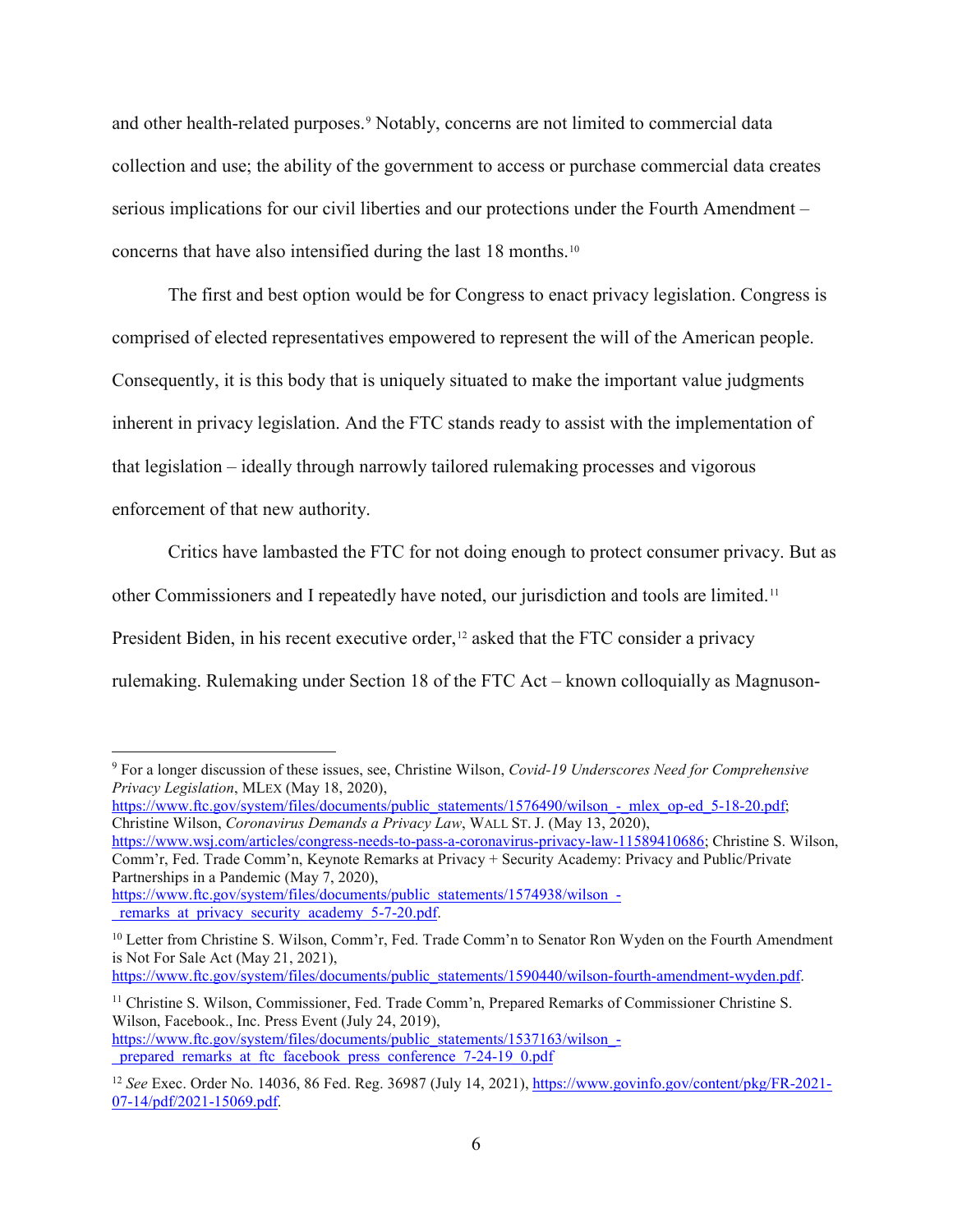and other health-related purposes.[9] Notably, concerns are not limited to commercial data collection and use; the ability of the government to access or purchase commercial data creates serious implications for our civil liberties and our protections under the Fourth Amendment – concerns that have also intensified during the last 18 months.[10]

The first and best option would be for Congress to enact privacy legislation. Congress is comprised of elected representatives empowered to represent the will of the American people. Consequently, it is this body that is uniquely situated to make the important value judgments inherent in privacy legislation. And the FTC stands ready to assist with the implementation of that legislation – ideally through narrowly tailored rulemaking processes and vigorous enforcement of that new authority.

Critics have lambasted the FTC for not doing enough to protect consumer privacy. But as other Commissioners and I repeatedly have noted, our jurisdiction and tools are limited.[11] President Biden, in his recent executive order,[12] asked that the FTC consider a privacy rulemaking. Rulemaking under Section 18 of the FTC Act – known colloquially as Magnuson-

---

[9] For a longer discussion of these issues, see, Christine Wilson, *Covid-19 Underscores Need for Comprehensive Privacy Legislation*, MLEX (May 18, 2020), https://www.ftc.gov/system/files/documents/public_statements/1576490/wilson_-_mlex_op-ed_5-18-20.pdf; Christine Wilson, *Coronavirus Demands a Privacy Law*, WALL ST. J. (May 13, 2020), https://www.wsj.com/articles/congress-needs-to-pass-a-coronavirus-privacy-law-11589410686; Christine S. Wilson, Comm'r, Fed. Trade Comm'n, Keynote Remarks at Privacy + Security Academy: Privacy and Public/Private Partnerships in a Pandemic (May 7, 2020), https://www.ftc.gov/system/files/documents/public_statements/1574938/wilson_-_remarks_at_privacy_security_academy_5-7-20.pdf.

[10] Letter from Christine S. Wilson, Comm'r, Fed. Trade Comm'n to Senator Ron Wyden on the Fourth Amendment is Not For Sale Act (May 21, 2021), https://www.ftc.gov/system/files/documents/public_statements/1590440/wilson-fourth-amendment-wyden.pdf.

[11] Christine S. Wilson, Commissioner, Fed. Trade Comm'n, Prepared Remarks of Commissioner Christine S. Wilson, Facebook., Inc. Press Event (July 24, 2019), https://www.ftc.gov/system/files/documents/public_statements/1537163/wilson_-_prepared_remarks_at_ftc_facebook_press_conference_7-24-19_0.pdf

[12] *See* Exec. Order No. 14036, 86 Fed. Reg. 36987 (July 14, 2021), https://www.govinfo.gov/content/pkg/FR-2021-07-14/pdf/2021-15069.pdf.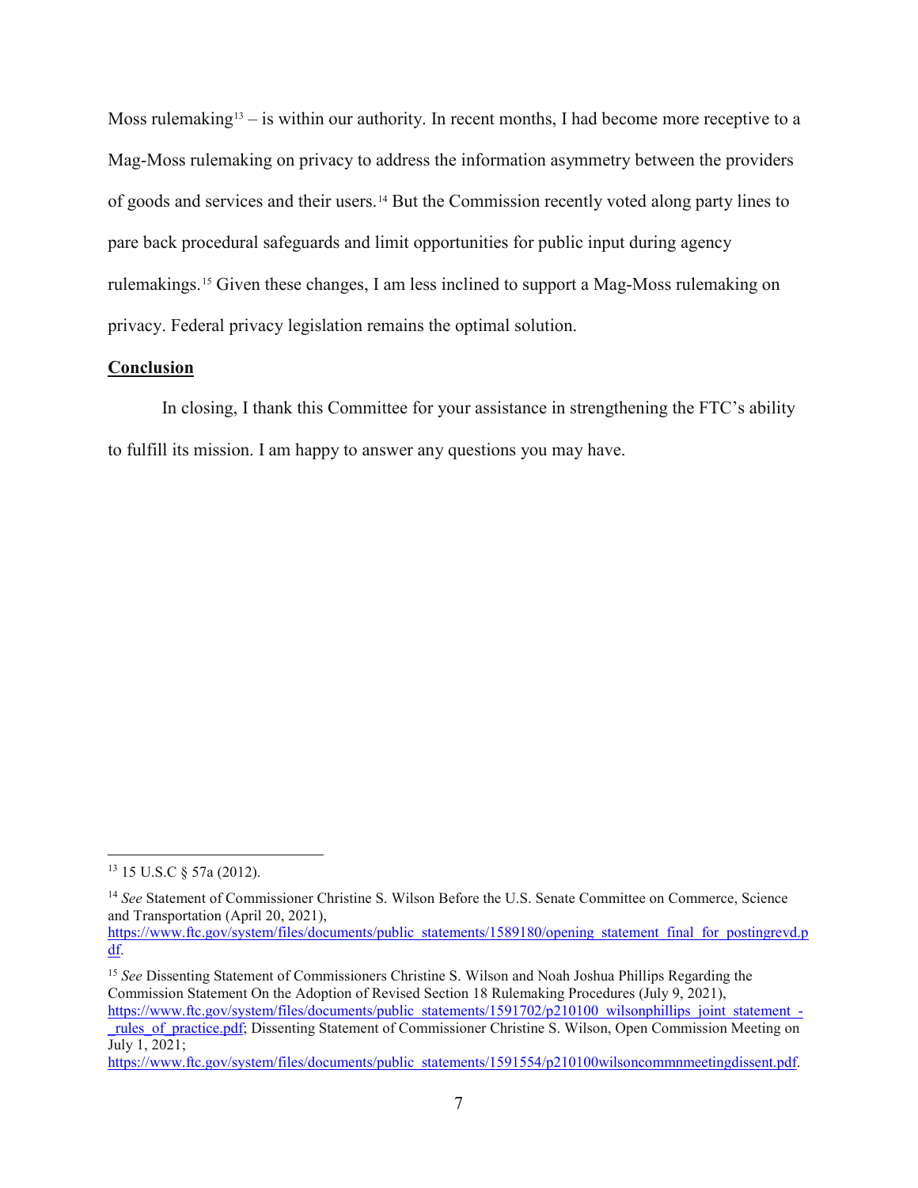Moss rulemaking[13] – is within our authority. In recent months, I had become more receptive to a Mag-Moss rulemaking on privacy to address the information asymmetry between the providers of goods and services and their users.[14] But the Commission recently voted along party lines to pare back procedural safeguards and limit opportunities for public input during agency rulemakings.[15] Given these changes, I am less inclined to support a Mag-Moss rulemaking on privacy. Federal privacy legislation remains the optimal solution.

**Conclusion**

In closing, I thank this Committee for your assistance in strengthening the FTC's ability to fulfill its mission. I am happy to answer any questions you may have.

---

[13] 15 U.S.C § 57a (2012).

[14] *See* Statement of Commissioner Christine S. Wilson Before the U.S. Senate Committee on Commerce, Science and Transportation (April 20, 2021), https://www.ftc.gov/system/files/documents/public_statements/1589180/opening_statement_final_for_postingrevd.pdf.

[15] *See* Dissenting Statement of Commissioners Christine S. Wilson and Noah Joshua Phillips Regarding the Commission Statement On the Adoption of Revised Section 18 Rulemaking Procedures (July 9, 2021), https://www.ftc.gov/system/files/documents/public_statements/1591702/p210100_wilsonphillips_joint_statement_-_rules_of_practice.pdf; Dissenting Statement of Commissioner Christine S. Wilson, Open Commission Meeting on July 1, 2021; https://www.ftc.gov/system/files/documents/public_statements/1591554/p210100wilsoncommnmeetingdissent.pdf.